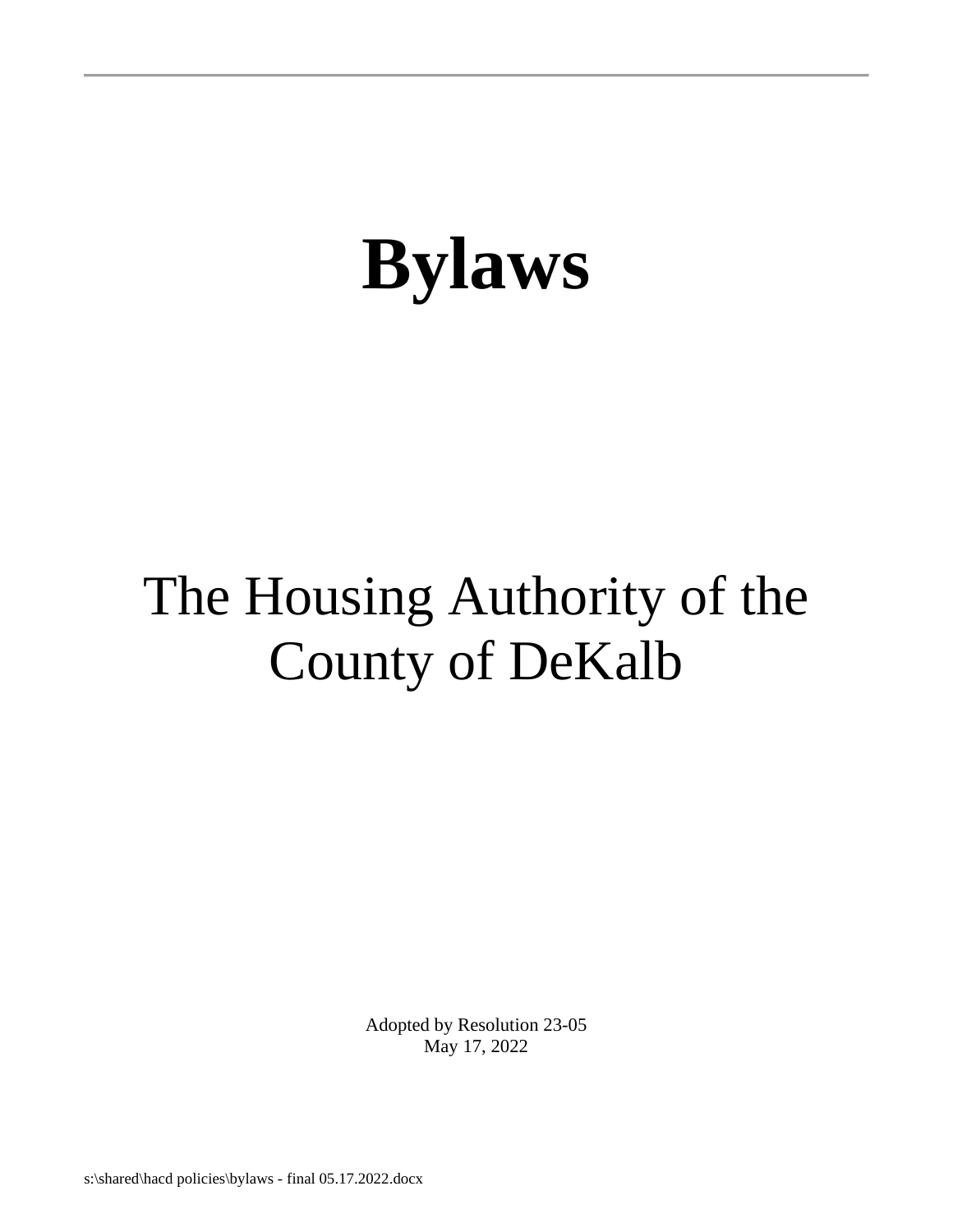# Bylaws

## The Housing Authority of the County of DeKalb

Adopted by Resolution 23-05
May 17, 2022

s:\shared\hacd policies\bylaws - final 05.17.2022.docx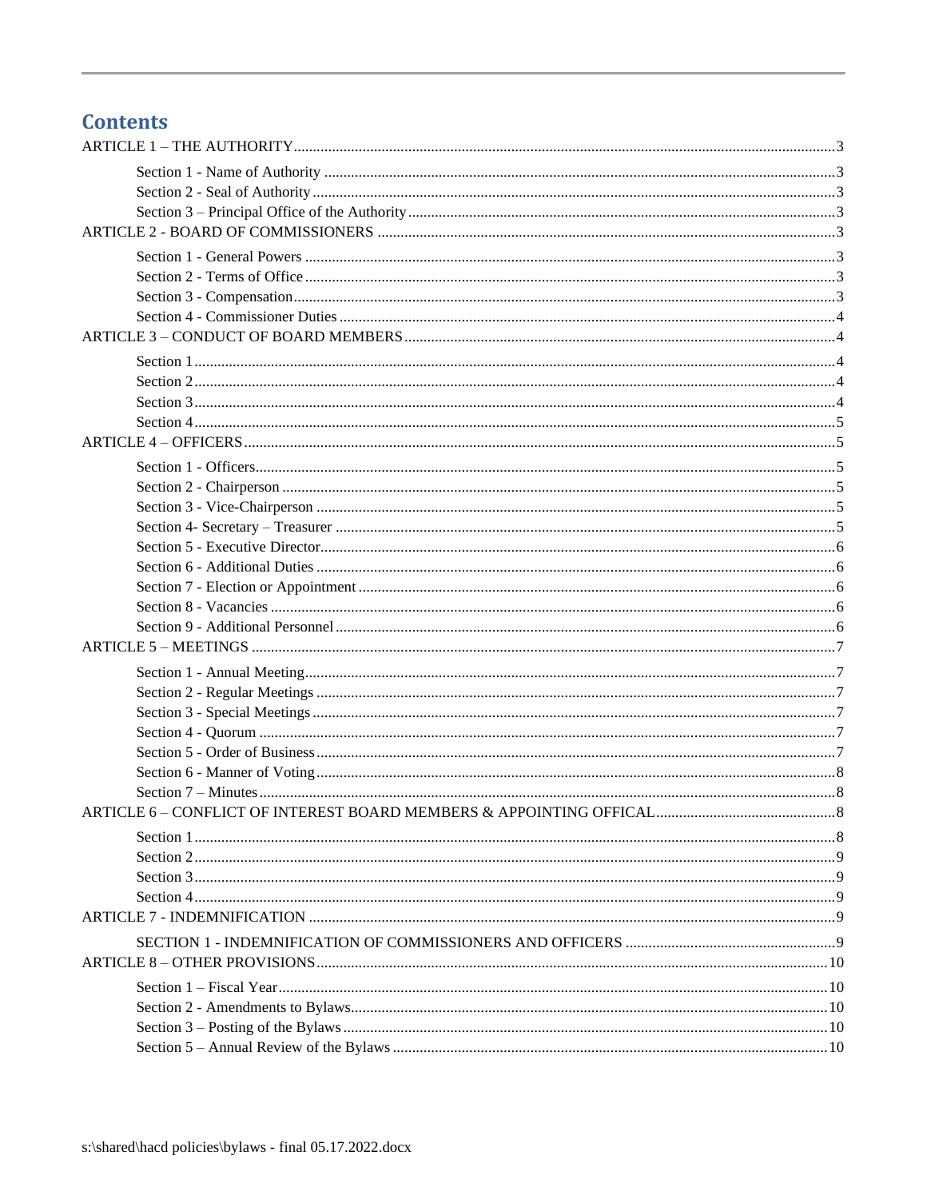# Contents

ARTICLE 1 – THE AUTHORITY ..... 3

- Section 1 - Name of Authority ..... 3
- Section 2 - Seal of Authority ..... 3
- Section 3 – Principal Office of the Authority ..... 3

ARTICLE 2 - BOARD OF COMMISSIONERS ..... 3

- Section 1 - General Powers ..... 3
- Section 2 - Terms of Office ..... 3
- Section 3 - Compensation ..... 3
- Section 4 - Commissioner Duties ..... 4

ARTICLE 3 – CONDUCT OF BOARD MEMBERS ..... 4

- Section 1 ..... 4
- Section 2 ..... 4
- Section 3 ..... 4
- Section 4 ..... 5

ARTICLE 4 – OFFICERS ..... 5

- Section 1 - Officers ..... 5
- Section 2 - Chairperson ..... 5
- Section 3 - Vice-Chairperson ..... 5
- Section 4- Secretary – Treasurer ..... 5
- Section 5 - Executive Director ..... 6
- Section 6 - Additional Duties ..... 6
- Section 7 - Election or Appointment ..... 6
- Section 8 - Vacancies ..... 6
- Section 9 - Additional Personnel ..... 6

ARTICLE 5 – MEETINGS ..... 7

- Section 1 - Annual Meeting ..... 7
- Section 2 - Regular Meetings ..... 7
- Section 3 - Special Meetings ..... 7
- Section 4 - Quorum ..... 7
- Section 5 - Order of Business ..... 7
- Section 6 - Manner of Voting ..... 8
- Section 7 – Minutes ..... 8

ARTICLE 6 – CONFLICT OF INTEREST BOARD MEMBERS & APPOINTING OFFICAL ..... 8

- Section 1 ..... 8
- Section 2 ..... 9
- Section 3 ..... 9
- Section 4 ..... 9

ARTICLE 7 - INDEMNIFICATION ..... 9

- SECTION 1 - INDEMNIFICATION OF COMMISSIONERS AND OFFICERS ..... 9

ARTICLE 8 – OTHER PROVISIONS ..... 10

- Section 1 – Fiscal Year ..... 10
- Section 2 - Amendments to Bylaws ..... 10
- Section 3 – Posting of the Bylaws ..... 10
- Section 5 – Annual Review of the Bylaws ..... 10

s:\shared\hacd policies\bylaws - final 05.17.2022.docx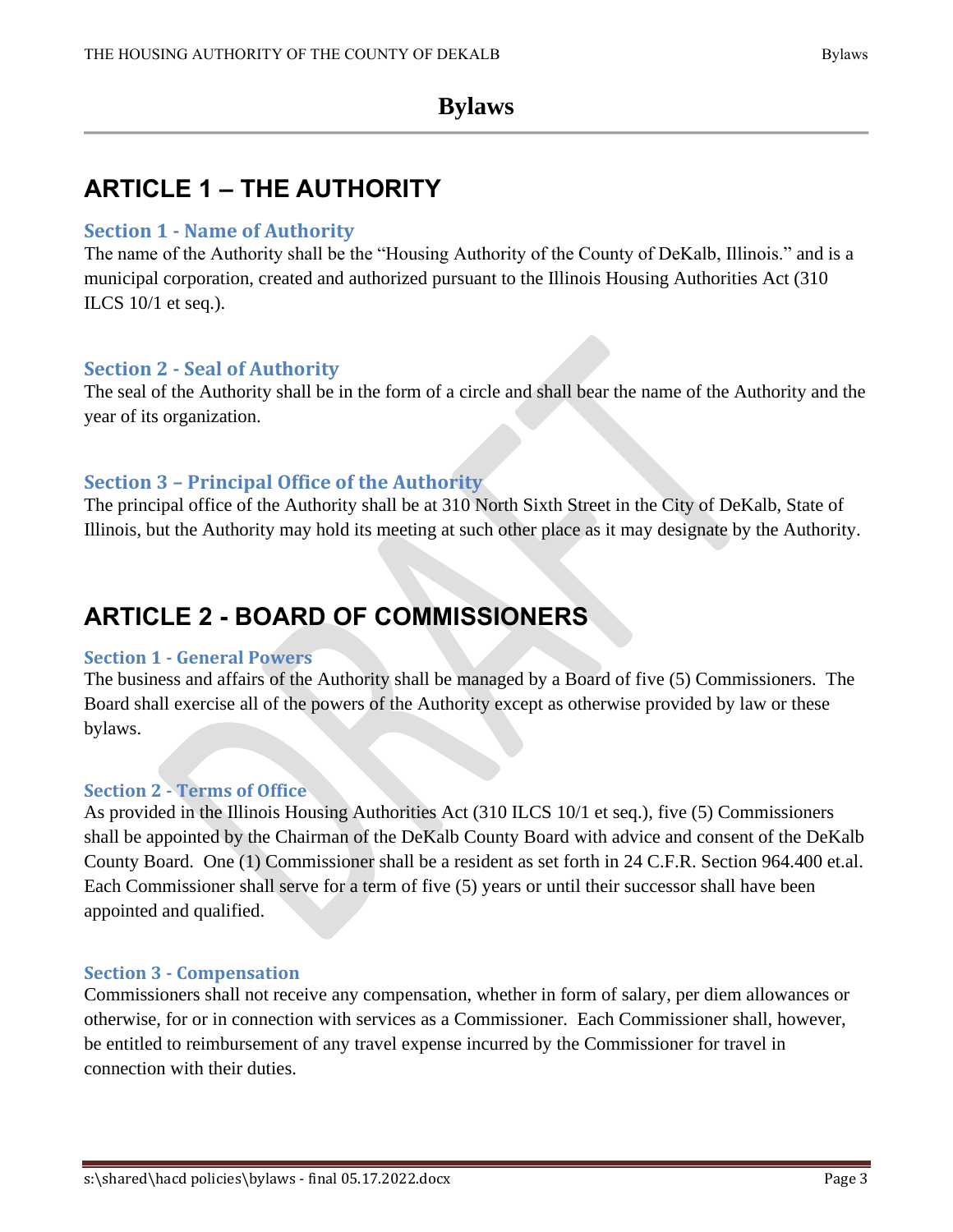# Bylaws

## ARTICLE 1 – THE AUTHORITY

### Section 1 - Name of Authority

The name of the Authority shall be the "Housing Authority of the County of DeKalb, Illinois." and is a municipal corporation, created and authorized pursuant to the Illinois Housing Authorities Act (310 ILCS 10/1 et seq.).

### Section 2 - Seal of Authority

The seal of the Authority shall be in the form of a circle and shall bear the name of the Authority and the year of its organization.

### Section 3 – Principal Office of the Authority

The principal office of the Authority shall be at 310 North Sixth Street in the City of DeKalb, State of Illinois, but the Authority may hold its meeting at such other place as it may designate by the Authority.

## ARTICLE 2 - BOARD OF COMMISSIONERS

### Section 1 - General Powers

The business and affairs of the Authority shall be managed by a Board of five (5) Commissioners. The Board shall exercise all of the powers of the Authority except as otherwise provided by law or these bylaws.

### Section 2 - Terms of Office

As provided in the Illinois Housing Authorities Act (310 ILCS 10/1 et seq.), five (5) Commissioners shall be appointed by the Chairman of the DeKalb County Board with advice and consent of the DeKalb County Board. One (1) Commissioner shall be a resident as set forth in 24 C.F.R. Section 964.400 et.al. Each Commissioner shall serve for a term of five (5) years or until their successor shall have been appointed and qualified.

### Section 3 - Compensation

Commissioners shall not receive any compensation, whether in form of salary, per diem allowances or otherwise, for or in connection with services as a Commissioner. Each Commissioner shall, however, be entitled to reimbursement of any travel expense incurred by the Commissioner for travel in connection with their duties.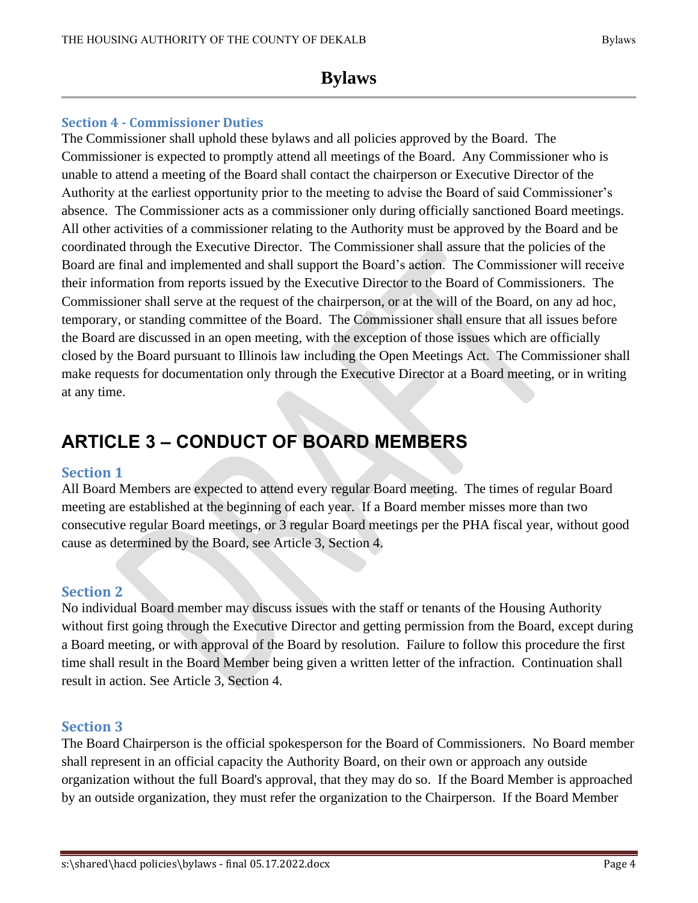## Section 4 - Commissioner Duties

The Commissioner shall uphold these bylaws and all policies approved by the Board. The Commissioner is expected to promptly attend all meetings of the Board. Any Commissioner who is unable to attend a meeting of the Board shall contact the chairperson or Executive Director of the Authority at the earliest opportunity prior to the meeting to advise the Board of said Commissioner's absence. The Commissioner acts as a commissioner only during officially sanctioned Board meetings. All other activities of a commissioner relating to the Authority must be approved by the Board and be coordinated through the Executive Director. The Commissioner shall assure that the policies of the Board are final and implemented and shall support the Board's action. The Commissioner will receive their information from reports issued by the Executive Director to the Board of Commissioners. The Commissioner shall serve at the request of the chairperson, or at the will of the Board, on any ad hoc, temporary, or standing committee of the Board. The Commissioner shall ensure that all issues before the Board are discussed in an open meeting, with the exception of those issues which are officially closed by the Board pursuant to Illinois law including the Open Meetings Act. The Commissioner shall make requests for documentation only through the Executive Director at a Board meeting, or in writing at any time.

# ARTICLE 3 – CONDUCT OF BOARD MEMBERS

## Section 1

All Board Members are expected to attend every regular Board meeting. The times of regular Board meeting are established at the beginning of each year. If a Board member misses more than two consecutive regular Board meetings, or 3 regular Board meetings per the PHA fiscal year, without good cause as determined by the Board, see Article 3, Section 4.

## Section 2

No individual Board member may discuss issues with the staff or tenants of the Housing Authority without first going through the Executive Director and getting permission from the Board, except during a Board meeting, or with approval of the Board by resolution. Failure to follow this procedure the first time shall result in the Board Member being given a written letter of the infraction. Continuation shall result in action. See Article 3, Section 4.

## Section 3

The Board Chairperson is the official spokesperson for the Board of Commissioners. No Board member shall represent in an official capacity the Authority Board, on their own or approach any outside organization without the full Board's approval, that they may do so. If the Board Member is approached by an outside organization, they must refer the organization to the Chairperson. If the Board Member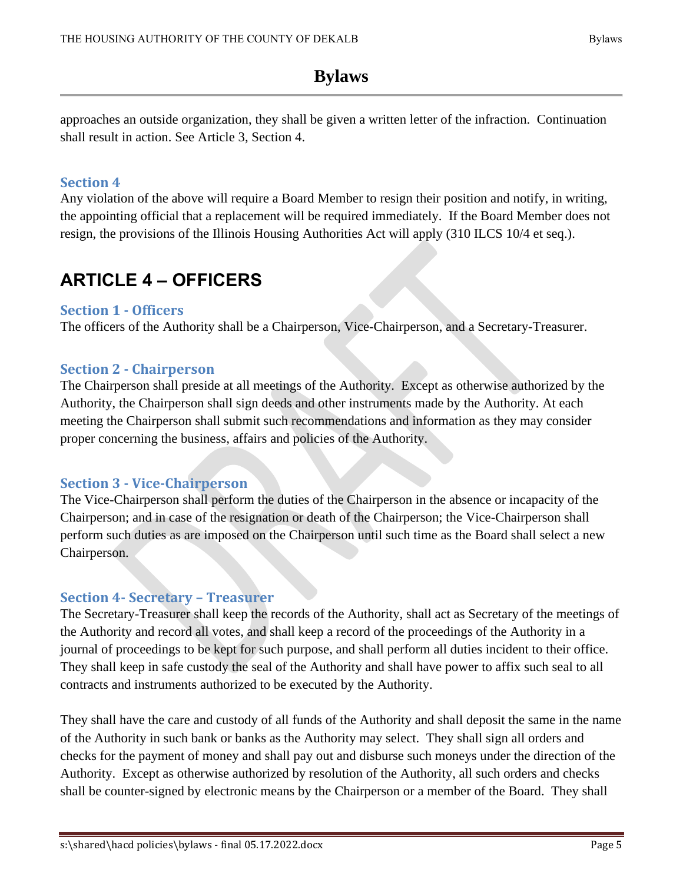approaches an outside organization, they shall be given a written letter of the infraction. Continuation shall result in action. See Article 3, Section 4.

### Section 4

Any violation of the above will require a Board Member to resign their position and notify, in writing, the appointing official that a replacement will be required immediately. If the Board Member does not resign, the provisions of the Illinois Housing Authorities Act will apply (310 ILCS 10/4 et seq.).

## ARTICLE 4 – OFFICERS

### Section 1 - Officers

The officers of the Authority shall be a Chairperson, Vice-Chairperson, and a Secretary-Treasurer.

### Section 2 - Chairperson

The Chairperson shall preside at all meetings of the Authority. Except as otherwise authorized by the Authority, the Chairperson shall sign deeds and other instruments made by the Authority. At each meeting the Chairperson shall submit such recommendations and information as they may consider proper concerning the business, affairs and policies of the Authority.

### Section 3 - Vice-Chairperson

The Vice-Chairperson shall perform the duties of the Chairperson in the absence or incapacity of the Chairperson; and in case of the resignation or death of the Chairperson; the Vice-Chairperson shall perform such duties as are imposed on the Chairperson until such time as the Board shall select a new Chairperson.

### Section 4- Secretary – Treasurer

The Secretary-Treasurer shall keep the records of the Authority, shall act as Secretary of the meetings of the Authority and record all votes, and shall keep a record of the proceedings of the Authority in a journal of proceedings to be kept for such purpose, and shall perform all duties incident to their office. They shall keep in safe custody the seal of the Authority and shall have power to affix such seal to all contracts and instruments authorized to be executed by the Authority.

They shall have the care and custody of all funds of the Authority and shall deposit the same in the name of the Authority in such bank or banks as the Authority may select. They shall sign all orders and checks for the payment of money and shall pay out and disburse such moneys under the direction of the Authority. Except as otherwise authorized by resolution of the Authority, all such orders and checks shall be counter-signed by electronic means by the Chairperson or a member of the Board. They shall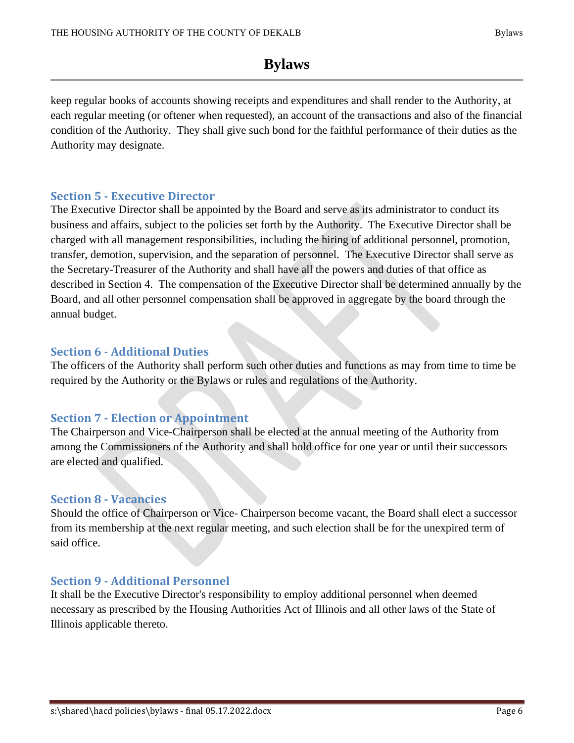keep regular books of accounts showing receipts and expenditures and shall render to the Authority, at each regular meeting (or oftener when requested), an account of the transactions and also of the financial condition of the Authority. They shall give such bond for the faithful performance of their duties as the Authority may designate.

### Section 5 - Executive Director

The Executive Director shall be appointed by the Board and serve as its administrator to conduct its business and affairs, subject to the policies set forth by the Authority. The Executive Director shall be charged with all management responsibilities, including the hiring of additional personnel, promotion, transfer, demotion, supervision, and the separation of personnel. The Executive Director shall serve as the Secretary-Treasurer of the Authority and shall have all the powers and duties of that office as described in Section 4. The compensation of the Executive Director shall be determined annually by the Board, and all other personnel compensation shall be approved in aggregate by the board through the annual budget.

### Section 6 - Additional Duties

The officers of the Authority shall perform such other duties and functions as may from time to time be required by the Authority or the Bylaws or rules and regulations of the Authority.

### Section 7 - Election or Appointment

The Chairperson and Vice-Chairperson shall be elected at the annual meeting of the Authority from among the Commissioners of the Authority and shall hold office for one year or until their successors are elected and qualified.

### Section 8 - Vacancies

Should the office of Chairperson or Vice- Chairperson become vacant, the Board shall elect a successor from its membership at the next regular meeting, and such election shall be for the unexpired term of said office.

### Section 9 - Additional Personnel

It shall be the Executive Director's responsibility to employ additional personnel when deemed necessary as prescribed by the Housing Authorities Act of Illinois and all other laws of the State of Illinois applicable thereto.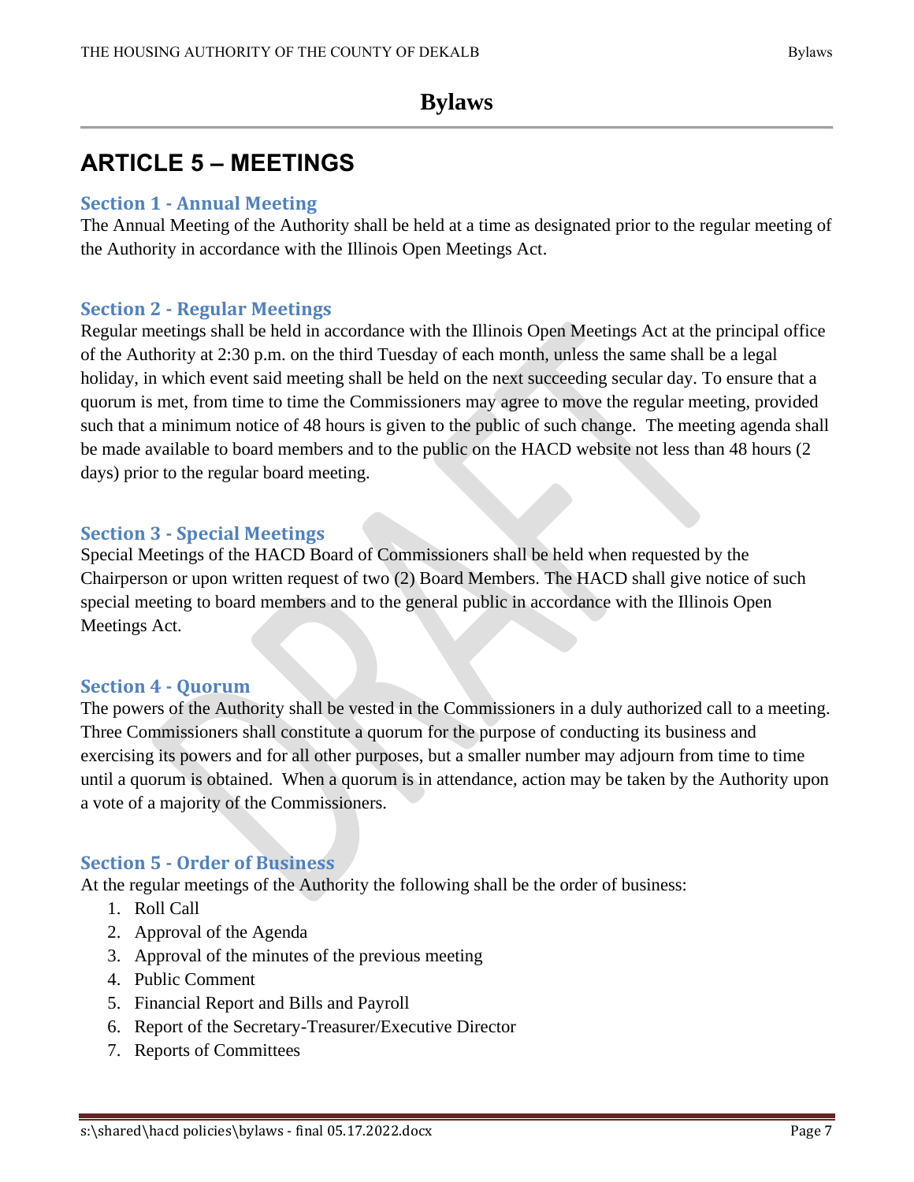## ARTICLE 5 – MEETINGS

### Section 1 - Annual Meeting

The Annual Meeting of the Authority shall be held at a time as designated prior to the regular meeting of the Authority in accordance with the Illinois Open Meetings Act.

### Section 2 - Regular Meetings

Regular meetings shall be held in accordance with the Illinois Open Meetings Act at the principal office of the Authority at 2:30 p.m. on the third Tuesday of each month, unless the same shall be a legal holiday, in which event said meeting shall be held on the next succeeding secular day. To ensure that a quorum is met, from time to time the Commissioners may agree to move the regular meeting, provided such that a minimum notice of 48 hours is given to the public of such change. The meeting agenda shall be made available to board members and to the public on the HACD website not less than 48 hours (2 days) prior to the regular board meeting.

### Section 3 - Special Meetings

Special Meetings of the HACD Board of Commissioners shall be held when requested by the Chairperson or upon written request of two (2) Board Members. The HACD shall give notice of such special meeting to board members and to the general public in accordance with the Illinois Open Meetings Act.

### Section 4 - Quorum

The powers of the Authority shall be vested in the Commissioners in a duly authorized call to a meeting. Three Commissioners shall constitute a quorum for the purpose of conducting its business and exercising its powers and for all other purposes, but a smaller number may adjourn from time to time until a quorum is obtained. When a quorum is in attendance, action may be taken by the Authority upon a vote of a majority of the Commissioners.

### Section 5 - Order of Business

At the regular meetings of the Authority the following shall be the order of business:

1. Roll Call
2. Approval of the Agenda
3. Approval of the minutes of the previous meeting
4. Public Comment
5. Financial Report and Bills and Payroll
6. Report of the Secretary-Treasurer/Executive Director
7. Reports of Committees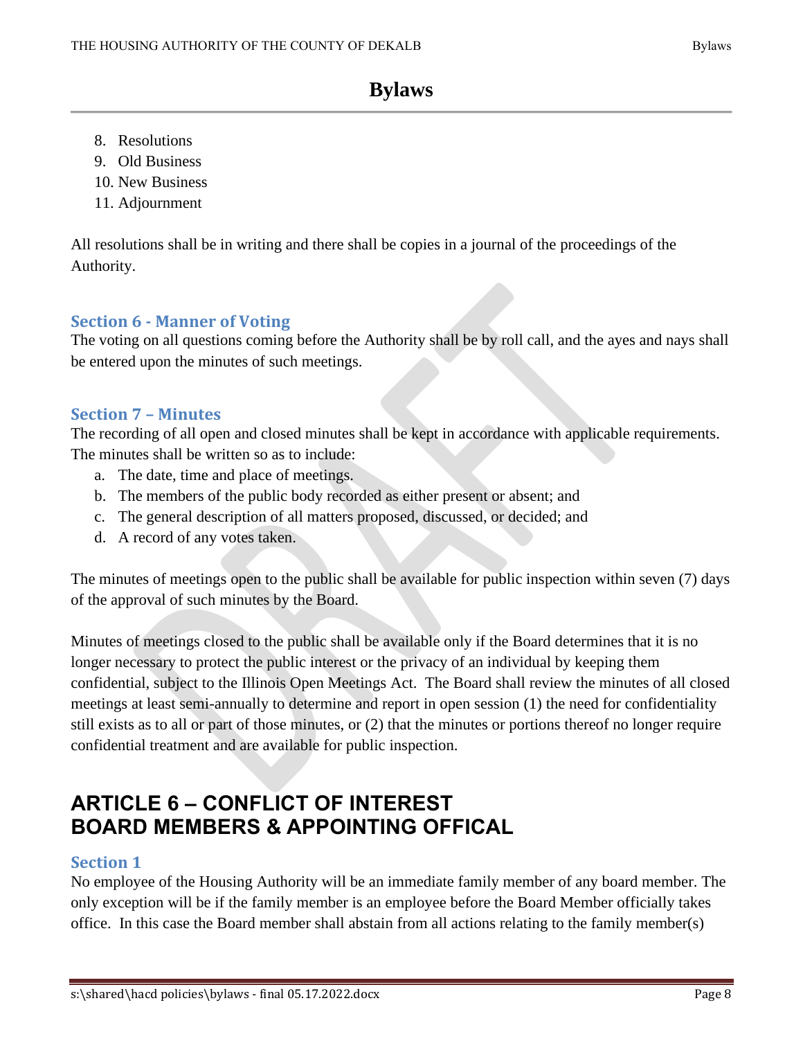8. Resolutions
9. Old Business
10. New Business
11. Adjournment

All resolutions shall be in writing and there shall be copies in a journal of the proceedings of the Authority.

### Section 6 - Manner of Voting

The voting on all questions coming before the Authority shall be by roll call, and the ayes and nays shall be entered upon the minutes of such meetings.

### Section 7 – Minutes

The recording of all open and closed minutes shall be kept in accordance with applicable requirements. The minutes shall be written so as to include:

a. The date, time and place of meetings.
b. The members of the public body recorded as either present or absent; and
c. The general description of all matters proposed, discussed, or decided; and
d. A record of any votes taken.

The minutes of meetings open to the public shall be available for public inspection within seven (7) days of the approval of such minutes by the Board.

Minutes of meetings closed to the public shall be available only if the Board determines that it is no longer necessary to protect the public interest or the privacy of an individual by keeping them confidential, subject to the Illinois Open Meetings Act. The Board shall review the minutes of all closed meetings at least semi-annually to determine and report in open session (1) the need for confidentiality still exists as to all or part of those minutes, or (2) that the minutes or portions thereof no longer require confidential treatment and are available for public inspection.

## ARTICLE 6 – CONFLICT OF INTEREST BOARD MEMBERS & APPOINTING OFFICAL

### Section 1

No employee of the Housing Authority will be an immediate family member of any board member. The only exception will be if the family member is an employee before the Board Member officially takes office. In this case the Board member shall abstain from all actions relating to the family member(s)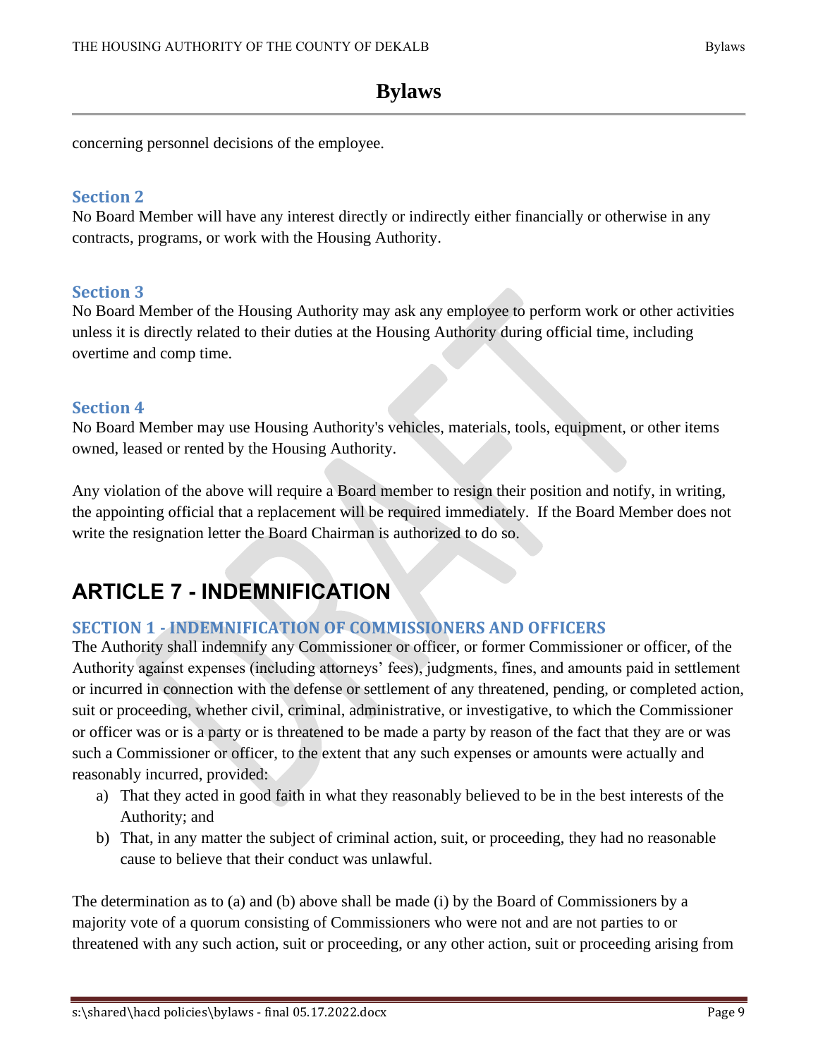concerning personnel decisions of the employee.

### Section 2

No Board Member will have any interest directly or indirectly either financially or otherwise in any contracts, programs, or work with the Housing Authority.

### Section 3

No Board Member of the Housing Authority may ask any employee to perform work or other activities unless it is directly related to their duties at the Housing Authority during official time, including overtime and comp time.

### Section 4

No Board Member may use Housing Authority's vehicles, materials, tools, equipment, or other items owned, leased or rented by the Housing Authority.

Any violation of the above will require a Board member to resign their position and notify, in writing, the appointing official that a replacement will be required immediately. If the Board Member does not write the resignation letter the Board Chairman is authorized to do so.

## ARTICLE 7 - INDEMNIFICATION

### SECTION 1 - INDEMNIFICATION OF COMMISSIONERS AND OFFICERS

The Authority shall indemnify any Commissioner or officer, or former Commissioner or officer, of the Authority against expenses (including attorneys' fees), judgments, fines, and amounts paid in settlement or incurred in connection with the defense or settlement of any threatened, pending, or completed action, suit or proceeding, whether civil, criminal, administrative, or investigative, to which the Commissioner or officer was or is a party or is threatened to be made a party by reason of the fact that they are or was such a Commissioner or officer, to the extent that any such expenses or amounts were actually and reasonably incurred, provided:

a) That they acted in good faith in what they reasonably believed to be in the best interests of the Authority; and
b) That, in any matter the subject of criminal action, suit, or proceeding, they had no reasonable cause to believe that their conduct was unlawful.

The determination as to (a) and (b) above shall be made (i) by the Board of Commissioners by a majority vote of a quorum consisting of Commissioners who were not and are not parties to or threatened with any such action, suit or proceeding, or any other action, suit or proceeding arising from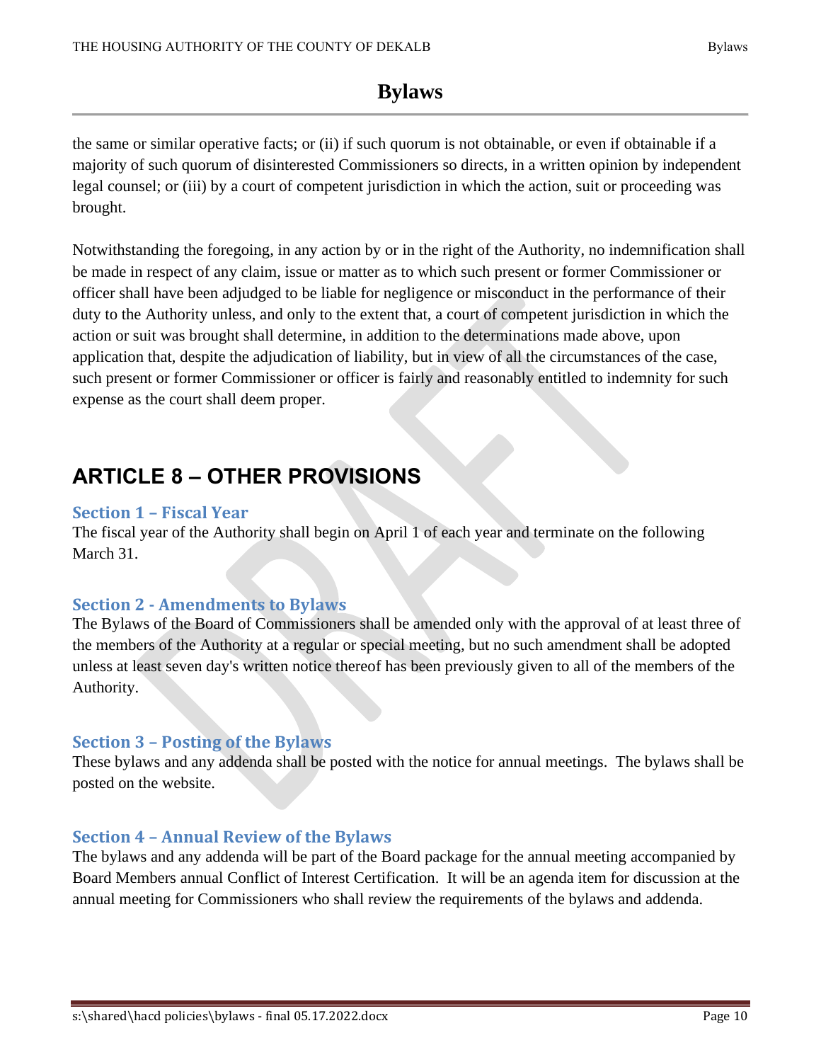the same or similar operative facts; or (ii) if such quorum is not obtainable, or even if obtainable if a majority of such quorum of disinterested Commissioners so directs, in a written opinion by independent legal counsel; or (iii) by a court of competent jurisdiction in which the action, suit or proceeding was brought.

Notwithstanding the foregoing, in any action by or in the right of the Authority, no indemnification shall be made in respect of any claim, issue or matter as to which such present or former Commissioner or officer shall have been adjudged to be liable for negligence or misconduct in the performance of their duty to the Authority unless, and only to the extent that, a court of competent jurisdiction in which the action or suit was brought shall determine, in addition to the determinations made above, upon application that, despite the adjudication of liability, but in view of all the circumstances of the case, such present or former Commissioner or officer is fairly and reasonably entitled to indemnity for such expense as the court shall deem proper.

# ARTICLE 8 – OTHER PROVISIONS

### Section 1 – Fiscal Year

The fiscal year of the Authority shall begin on April 1 of each year and terminate on the following March 31.

### Section 2 - Amendments to Bylaws

The Bylaws of the Board of Commissioners shall be amended only with the approval of at least three of the members of the Authority at a regular or special meeting, but no such amendment shall be adopted unless at least seven day's written notice thereof has been previously given to all of the members of the Authority.

### Section 3 – Posting of the Bylaws

These bylaws and any addenda shall be posted with the notice for annual meetings. The bylaws shall be posted on the website.

### Section 4 – Annual Review of the Bylaws

The bylaws and any addenda will be part of the Board package for the annual meeting accompanied by Board Members annual Conflict of Interest Certification. It will be an agenda item for discussion at the annual meeting for Commissioners who shall review the requirements of the bylaws and addenda.